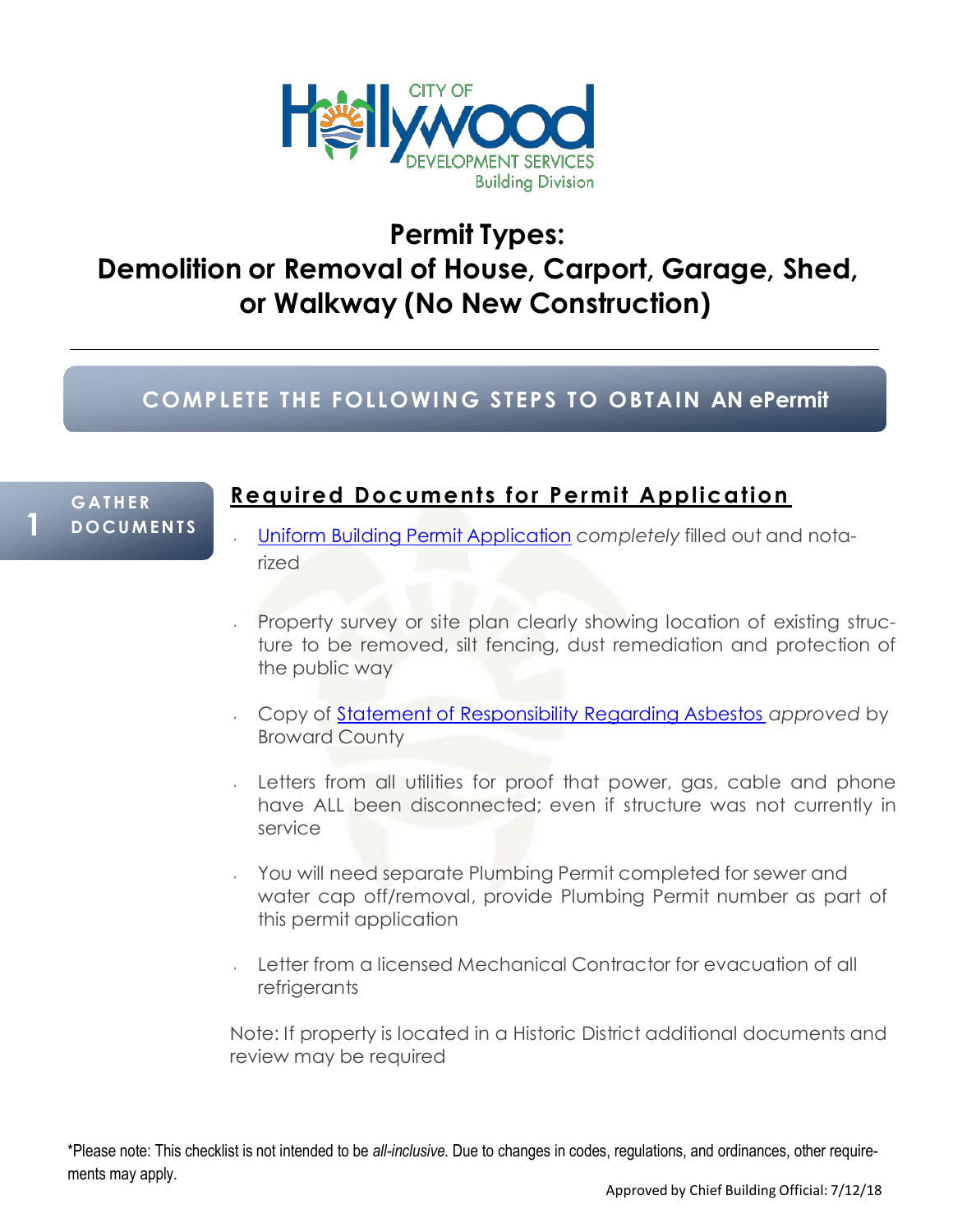CITY OF Hollywood DEVELOPMENT SERVICES Building Division

# Permit Types: Demolition or Removal of House, Carport, Garage, Shed, or Walkway (No New Construction)

## COMPLETE THE FOLLOWING STEPS TO OBTAIN AN ePermit

### 1 GATHER DOCUMENTS

### Required Documents for Permit Application

- Uniform Building Permit Application *completely* filled out and notarized
- Property survey or site plan clearly showing location of existing structure to be removed, silt fencing, dust remediation and protection of the public way
- Copy of Statement of Responsibility Regarding Asbestos *approved* by Broward County
- Letters from all utilities for proof that power, gas, cable and phone have ALL been disconnected; even if structure was not currently in service
- You will need separate Plumbing Permit completed for sewer and water cap off/removal, provide Plumbing Permit number as part of this permit application
- Letter from a licensed Mechanical Contractor for evacuation of all refrigerants

Note: If property is located in a Historic District additional documents and review may be required

*Please note: This checklist is not intended to be *all-inclusive*. Due to changes in codes, regulations, and ordinances, other requirements may apply.

Approved by Chief Building Official: 7/12/18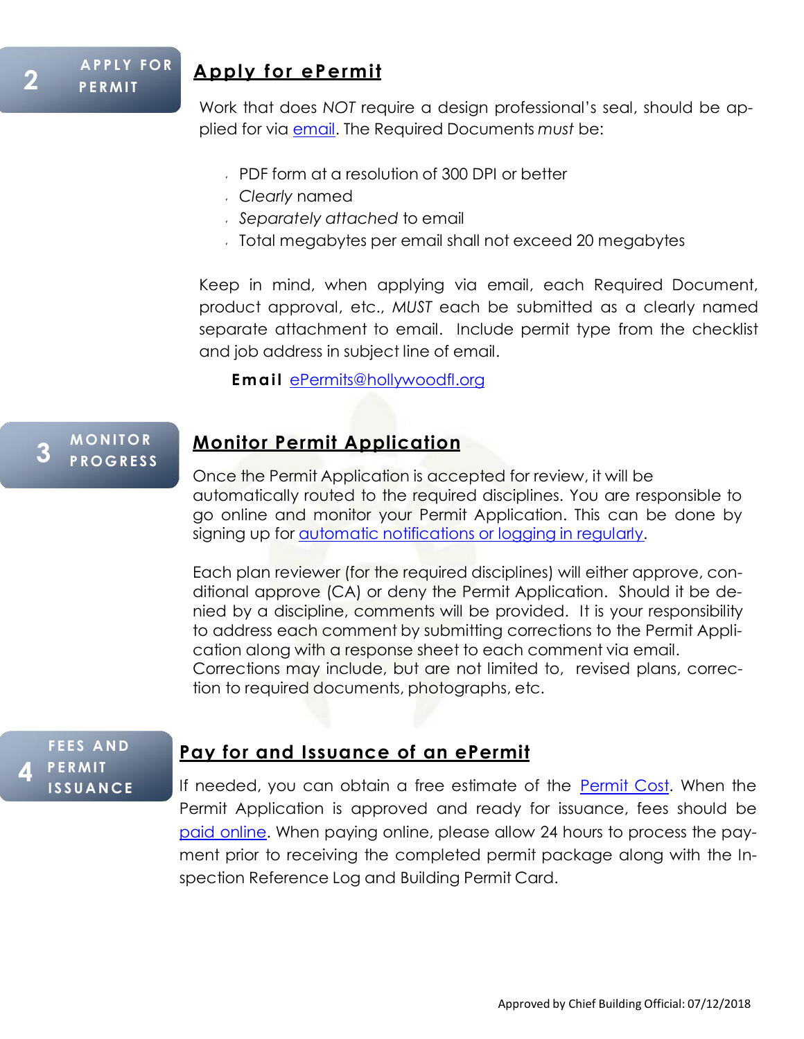**2 APPLY FOR PERMIT**

## Apply for ePermit

Work that does *NOT* require a design professional's seal, should be applied for via email. The Required Documents *must* be:

- PDF form at a resolution of 300 DPI or better
- *Clearly* named
- *Separately attached* to email
- Total megabytes per email shall not exceed 20 megabytes

Keep in mind, when applying via email, each Required Document, product approval, etc., *MUST* each be submitted as a clearly named separate attachment to email. Include permit type from the checklist and job address in subject line of email.

**Email** ePermits@hollywoodfl.org

**3 MONITOR PROGRESS**

## Monitor Permit Application

Once the Permit Application is accepted for review, it will be automatically routed to the required disciplines. You are responsible to go online and monitor your Permit Application. This can be done by signing up for automatic notifications or logging in regularly.

Each plan reviewer (for the required disciplines) will either approve, conditional approve (CA) or deny the Permit Application. Should it be denied by a discipline, comments will be provided. It is your responsibility to address each comment by submitting corrections to the Permit Application along with a response sheet to each comment via email. Corrections may include, but are not limited to, revised plans, correction to required documents, photographs, etc.

**4 FEES AND PERMIT ISSUANCE**

## Pay for and Issuance of an ePermit

If needed, you can obtain a free estimate of the Permit Cost. When the Permit Application is approved and ready for issuance, fees should be paid online. When paying online, please allow 24 hours to process the payment prior to receiving the completed permit package along with the Inspection Reference Log and Building Permit Card.

Approved by Chief Building Official: 07/12/2018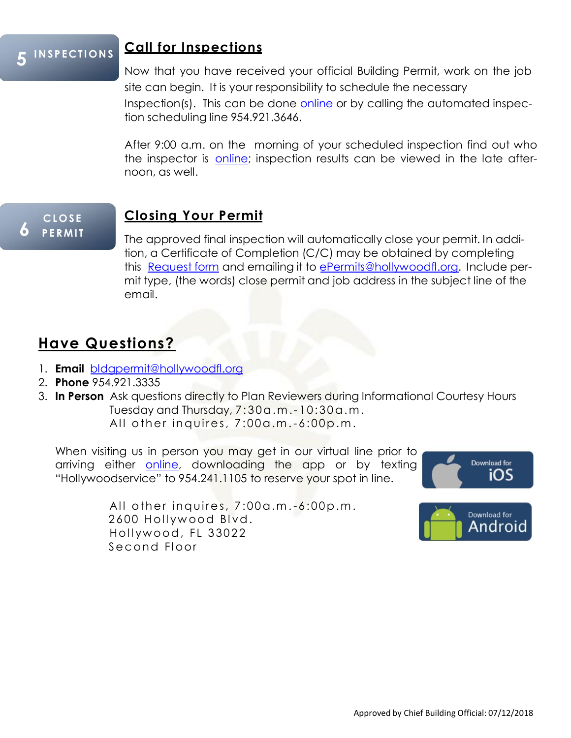## 5 INSPECTIONS

### Call for Inspections

Now that you have received your official Building Permit, work on the job site can begin. It is your responsibility to schedule the necessary Inspection(s). This can be done online or by calling the automated inspection scheduling line 954.921.3646.

After 9:00 a.m. on the morning of your scheduled inspection find out who the inspector is online; inspection results can be viewed in the late afternoon, as well.

## 6 CLOSE PERMIT

### Closing Your Permit

The approved final inspection will automatically close your permit. In addition, a Certificate of Completion (C/C) may be obtained by completing this Request form and emailing it to ePermits@hollywoodfl.org. Include permit type, (the words) close permit and job address in the subject line of the email.

## Have Questions?

1. **Email** bldgpermit@hollywoodfl.org
2. **Phone** 954.921.3335
3. **In Person** Ask questions directly to Plan Reviewers during Informational Courtesy Hours
   Tuesday and Thursday, 7:30a.m.-10:30a.m.
   All other inquires, 7:00a.m.-6:00p.m.

When visiting us in person you may get in our virtual line prior to arriving either online, downloading the app or by texting "Hollywoodservice" to 954.241.1105 to reserve your spot in line.

Download for iOS

Download for Android

All other inquires, 7:00a.m.-6:00p.m.
2600 Hollywood Blvd.
Hollywood, FL 33022
Second Floor

Approved by Chief Building Official: 07/12/2018